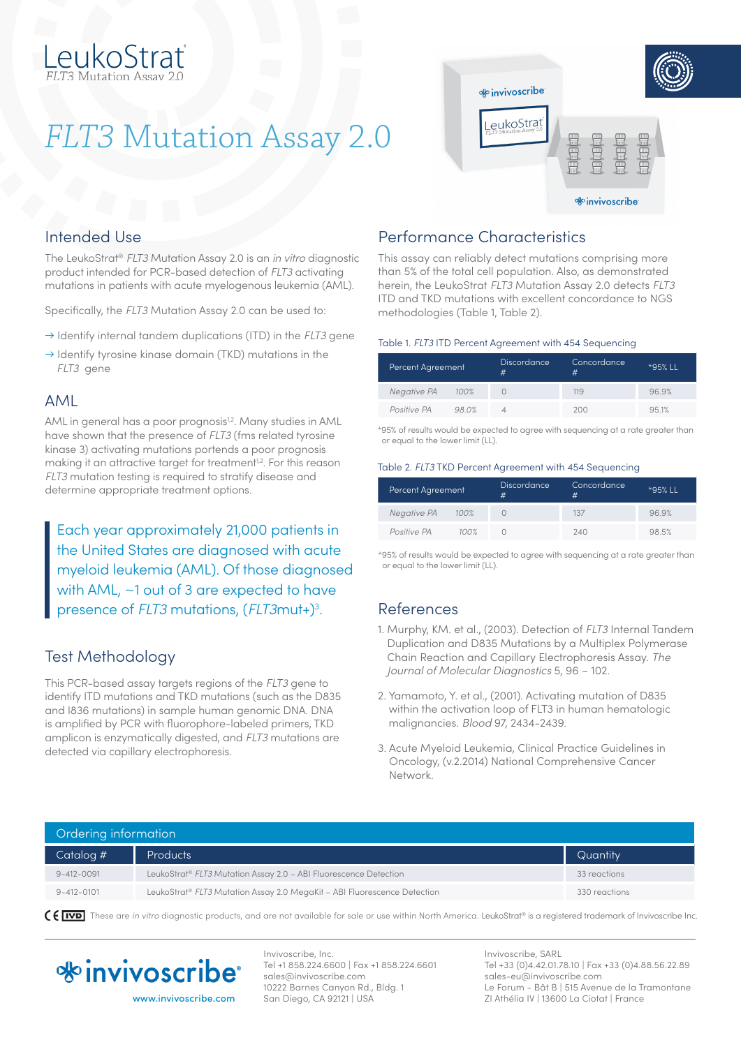LeukoStrat
*FLT3 Mutation Assay 2.0*

# *FLT3* Mutation Assay 2.0

## Intended Use

The LeukoStrat® *FLT3* Mutation Assay 2.0 is an *in vitro* diagnostic product intended for PCR-based detection of *FLT3* activating mutations in patients with acute myelogenous leukemia (AML).

Specifically, the *FLT3* Mutation Assay 2.0 can be used to:

→ Identify internal tandem duplications (ITD) in the *FLT3* gene

→ Identify tyrosine kinase domain (TKD) mutations in the *FLT3* gene

## AML

AML in general has a poor prognosis[1,2]. Many studies in AML have shown that the presence of *FLT3* (fms related tyrosine kinase 3) activating mutations portends a poor prognosis making it an attractive target for treatment[1,2]. For this reason *FLT3* mutation testing is required to stratify disease and determine appropriate treatment options.

> Each year approximately 21,000 patients in the United States are diagnosed with acute myeloid leukemia (AML). Of those diagnosed with AML, ~1 out of 3 are expected to have presence of *FLT3* mutations, (*FLT3*mut+)[3].

## Test Methodology

This PCR-based assay targets regions of the *FLT3* gene to identify ITD mutations and TKD mutations (such as the D835 and I836 mutations) in sample human genomic DNA. DNA is amplified by PCR with fluorophore-labeled primers, TKD amplicon is enzymatically digested, and *FLT3* mutations are detected via capillary electrophoresis.

## Performance Characteristics

This assay can reliably detect mutations comprising more than 5% of the total cell population. Also, as demonstrated herein, the LeukoStrat *FLT3* Mutation Assay 2.0 detects *FLT3* ITD and TKD mutations with excellent concordance to NGS methodologies (Table 1, Table 2).

Table 1. *FLT3* ITD Percent Agreement with 454 Sequencing

| Percent Agreement | | Discordance # | Concordance # | *95% LL |
|---|---|---|---|---|
| *Negative PA* | *100%* | 0 | 119 | 96.9% |
| *Positive PA* | *98.0%* | 4 | 200 | 95.1% |

*95% of results would be expected to agree with sequencing at a rate greater than or equal to the lower limit (LL).

Table 2. *FLT3* TKD Percent Agreement with 454 Sequencing

| Percent Agreement | | Discordance # | Concordance # | *95% LL |
|---|---|---|---|---|
| *Negative PA* | *100%* | 0 | 137 | 96.9% |
| *Positive PA* | *100%* | 0 | 240 | 98.5% |

*95% of results would be expected to agree with sequencing at a rate greater than or equal to the lower limit (LL).

## References

1. Murphy, KM. et al., (2003). Detection of *FLT3* Internal Tandem Duplication and D835 Mutations by a Multiplex Polymerase Chain Reaction and Capillary Electrophoresis Assay. *The Journal of Molecular Diagnostics* 5, 96 – 102.
2. Yamamoto, Y. et al., (2001). Activating mutation of D835 within the activation loop of FLT3 in human hematologic malignancies. *Blood* 97, 2434-2439.
3. Acute Myeloid Leukemia, Clinical Practice Guidelines in Oncology, (v.2.2014) National Comprehensive Cancer Network.

## Ordering information

| Catalog # | Products | Quantity |
|---|---|---|
| 9-412-0091 | LeukoStrat® *FLT3* Mutation Assay 2.0 – ABI Fluorescence Detection | 33 reactions |
| 9-412-0101 | LeukoStrat® *FLT3* Mutation Assay 2.0 MegaKit – ABI Fluorescence Detection | 330 reactions |

CE IVD These are *in vitro* diagnostic products, and are not available for sale or use within North America. LeukoStrat® is a registered trademark of Invivoscribe Inc.

invivoscribe®
www.invivoscribe.com

Invivoscribe, Inc.
Tel +1 858.224.6600 | Fax +1 858.224.6601
sales@invivoscribe.com
10222 Barnes Canyon Rd., Bldg. 1
San Diego, CA 92121 | USA

Invivoscribe, SARL
Tel +33 (0)4.42.01.78.10 | Fax +33 (0)4.88.56.22.89
sales-eu@invivoscribe.com
Le Forum - Bât B | 515 Avenue de la Tramontane
ZI Athélia IV | 13600 La Ciotat | France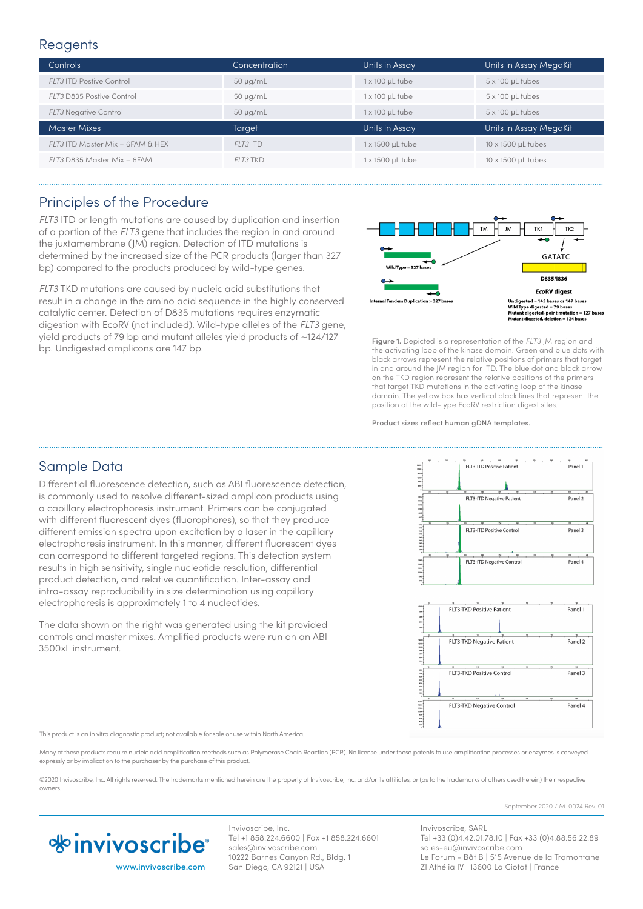## Reagents

| Controls | Concentration | Units in Assay | Units in Assay MegaKit |
|---|---|---|---|
| *FLT3* ITD Postive Control | 50 µg/mL | 1 x 100 µL tube | 5 x 100 µL tubes |
| *FLT3* D835 Postive Control | 50 µg/mL | 1 x 100 µL tube | 5 x 100 µL tubes |
| *FLT3* Negative Control | 50 µg/mL | 1 x 100 µL tube | 5 x 100 µL tubes |
| **Master Mixes** | **Target** | **Units in Assay** | **Units in Assay MegaKit** |
| *FLT3* ITD Master Mix – 6FAM & HEX | *FLT3* ITD | 1 x 1500 µL tube | 10 x 1500 µL tubes |
| *FLT3* D835 Master Mix – 6FAM | *FLT3* TKD | 1 x 1500 µL tube | 10 x 1500 µL tubes |

## Principles of the Procedure

*FLT3* ITD or length mutations are caused by duplication and insertion of a portion of the *FLT3* gene that includes the region in and around the juxtamembrane (JM) region. Detection of ITD mutations is determined by the increased size of the PCR products (larger than 327 bp) compared to the products produced by wild-type genes.

*FLT3* TKD mutations are caused by nucleic acid substitutions that result in a change in the amino acid sequence in the highly conserved catalytic center. Detection of D835 mutations requires enzymatic digestion with EcoRV (not included). Wild-type alleles of the *FLT3* gene, yield products of 79 bp and mutant alleles yield products of ~124/127 bp. Undigested amplicons are 147 bp.

TM
JM
TK1
TK2
GATATC
Wild Type = 327 bases
Internal Tandem Duplication > 327 bases
D835/I836
EcoRV digest
Undigested = 145 bases or 147 bases
Wild Type digested = 79 bases
Mutant digested, point mutation = 127 bases
Mutant digested, deletion = 124 bases

**Figure 1.** Depicted is a representation of the *FLT3* JM region and the activating loop of the kinase domain. Green and blue dots with black arrows represent the relative positions of primers that target in and around the JM region for ITD. The blue dot and black arrow on the TKD region represent the relative positions of the primers that target TKD mutations in the activating loop of the kinase domain. The yellow box has vertical black lines that represent the position of the wild-type EcoRV restriction digest sites.

**Product sizes reflect human gDNA templates.**

## Sample Data

Differential fluorescence detection, such as ABI fluorescence detection, is commonly used to resolve different-sized amplicon products using a capillary electrophoresis instrument. Primers can be conjugated with different fluorescent dyes (fluorophores), so that they produce different emission spectra upon excitation by a laser in the capillary electrophoresis instrument. In this manner, different fluorescent dyes can correspond to different targeted regions. This detection system results in high sensitivity, single nucleotide resolution, differential product detection, and relative quantification. Inter-assay and intra-assay reproducibility in size determination using capillary electrophoresis is approximately 1 to 4 nucleotides.

The data shown on the right was generated using the kit provided controls and master mixes. Amplified products were run on an ABI 3500xL instrument.

FLT3-ITD Positive Patient — Panel 1
FLT3-ITD Negative Patient — Panel 2
FLT3-ITD Positive Control — Panel 3
FLT3-ITD Negative Control — Panel 4

FLT3-TKD Positive Patient — Panel 1
FLT3-TKD Negative Patient — Panel 2
FLT3-TKD Positive Control — Panel 3
FLT3-TKD Negative Control — Panel 4

This product is an in vitro diagnostic product; not available for sale or use within North America.

Many of these products require nucleic acid amplification methods such as Polymerase Chain Reaction (PCR). No license under these patents to use amplification processes or enzymes is conveyed expressly or by implication to the purchaser by the purchase of this product.

©2020 Invivoscribe, Inc. All rights reserved. The trademarks mentioned herein are the property of Invivoscribe, Inc. and/or its affiliates, or (as to the trademarks of others used herein) their respective owners.

September 2020 / M-0024 Rev. 01

invivoscribe®
www.invivoscribe.com

Invivoscribe, Inc.
Tel +1 858.224.6600 | Fax +1 858.224.6601
sales@invivoscribe.com
10222 Barnes Canyon Rd., Bldg. 1
San Diego, CA 92121 | USA

Invivoscribe, SARL
Tel +33 (0)4.42.01.78.10 | Fax +33 (0)4.88.56.22.89
sales-eu@invivoscribe.com
Le Forum - Bât B | 515 Avenue de la Tramontane
ZI Athélia IV | 13600 La Ciotat | France